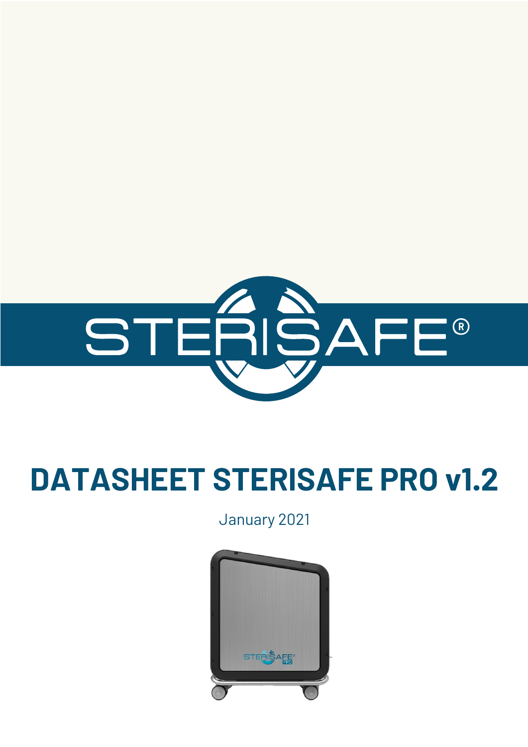STERISAFE®

# DATASHEET STERISAFE PRO v1.2

January 2021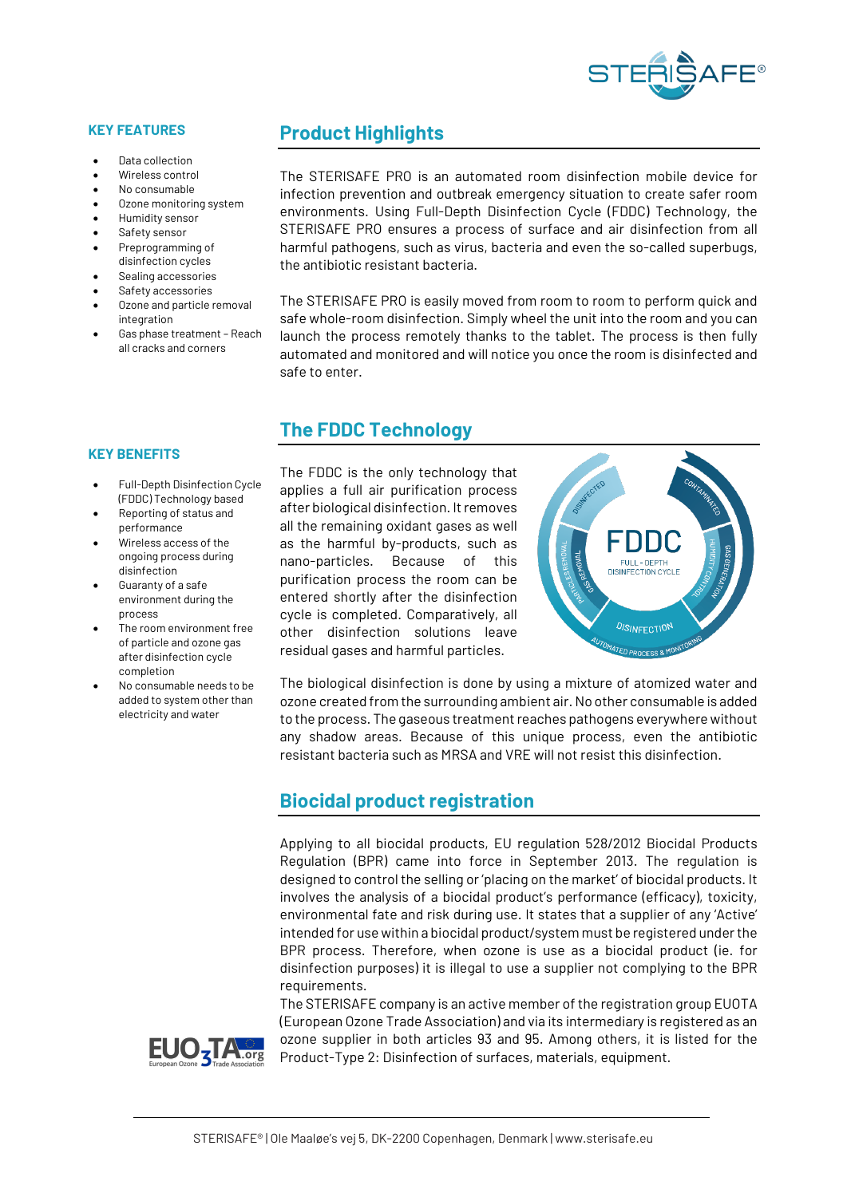## KEY FEATURES

- Data collection
- Wireless control
- No consumable
- Ozone monitoring system
- Humidity sensor
- Safety sensor
- Preprogramming of disinfection cycles
- Sealing accessories
- Safety accessories
- Ozone and particle removal integration
- Gas phase treatment - Reach all cracks and corners

## KEY BENEFITS

- Full-Depth Disinfection Cycle (FDDC) Technology based
- Reporting of status and performance
- Wireless access of the ongoing process during disinfection
- Guaranty of a safe environment during the process
- The room environment free of particle and ozone gas after disinfection cycle completion
- No consumable needs to be added to system other than electricity and water

## Product Highlights

The STERISAFE PRO is an automated room disinfection mobile device for infection prevention and outbreak emergency situation to create safer room environments. Using Full-Depth Disinfection Cycle (FDDC) Technology, the STERISAFE PRO ensures a process of surface and air disinfection from all harmful pathogens, such as virus, bacteria and even the so-called superbugs, the antibiotic resistant bacteria.

The STERISAFE PRO is easily moved from room to room to perform quick and safe whole-room disinfection. Simply wheel the unit into the room and you can launch the process remotely thanks to the tablet. The process is then fully automated and monitored and will notice you once the room is disinfected and safe to enter.

## The FDDC Technology

The FDDC is the only technology that applies a full air purification process after biological disinfection. It removes all the remaining oxidant gases as well as the harmful by-products, such as nano-particles. Because of this purification process the room can be entered shortly after the disinfection cycle is completed. Comparatively, all other disinfection solutions leave residual gases and harmful particles.

The biological disinfection is done by using a mixture of atomized water and ozone created from the surrounding ambient air. No other consumable is added to the process. The gaseous treatment reaches pathogens everywhere without any shadow areas. Because of this unique process, even the antibiotic resistant bacteria such as MRSA and VRE will not resist this disinfection.

## Biocidal product registration

Applying to all biocidal products, EU regulation 528/2012 Biocidal Products Regulation (BPR) came into force in September 2013. The regulation is designed to control the selling or 'placing on the market' of biocidal products. It involves the analysis of a biocidal product's performance (efficacy), toxicity, environmental fate and risk during use. It states that a supplier of any 'Active' intended for use within a biocidal product/system must be registered under the BPR process. Therefore, when ozone is use as a biocidal product (ie. for disinfection purposes) it is illegal to use a supplier not complying to the BPR requirements.

The STERISAFE company is an active member of the registration group EUOTA (European Ozone Trade Association) and via its intermediary is registered as an ozone supplier in both articles 93 and 95. Among others, it is listed for the Product-Type 2: Disinfection of surfaces, materials, equipment.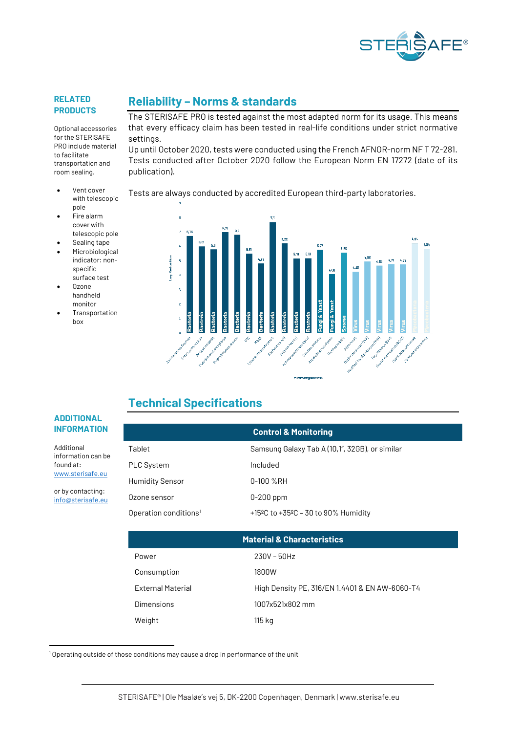## RELATED PRODUCTS

Optional accessories for the STERISAFE PRO include material to facilitate transportation and room sealing.

- Vent cover with telescopic pole
- Fire alarm cover with telescopic pole
- Sealing tape
- Microbiological indicator: non-specific surface test
- Ozone handheld monitor
- Transportation box

## Reliability – Norms & standards

The STERISAFE PRO is tested against the most adapted norm for its usage. This means that every efficacy claim has been tested in real-life conditions under strict normative settings.

Up until October 2020, tests were conducted using the French AFNOR-norm NF T 72-281. Tests conducted after October 2020 follow the European Norm EN 17272 (date of its publication).

Tests are always conducted by accredited European third-party laboratories.

## Technical Specifications

## ADDITIONAL INFORMATION

Additional information can be found at: [www.sterisafe.eu](http://www.sterisafe.eu)

or by contacting: [info@sterisafe.eu](mailto:info@sterisafe.eu)

| Control & Monitoring | |
|---|---|
| Tablet | Samsung Galaxy Tab A (10,1", 32GB), or similar |
| PLC System | Included |
| Humidity Sensor | 0-100 %RH |
| Ozone sensor | 0-200 ppm |
| Operation conditions[1] | +15ºC to +35ºC – 30 to 90% Humidity |

| Material & Characteristics | |
|---|---|
| Power | 230V – 50Hz |
| Consumption | 1800W |
| External Material | High Density PE, 316/EN 1.4401 & EN AW-6060-T4 |
| Dimensions | 1007x521x802 mm |
| Weight | 115 kg |

[1] Operating outside of those conditions may cause a drop in performance of the unit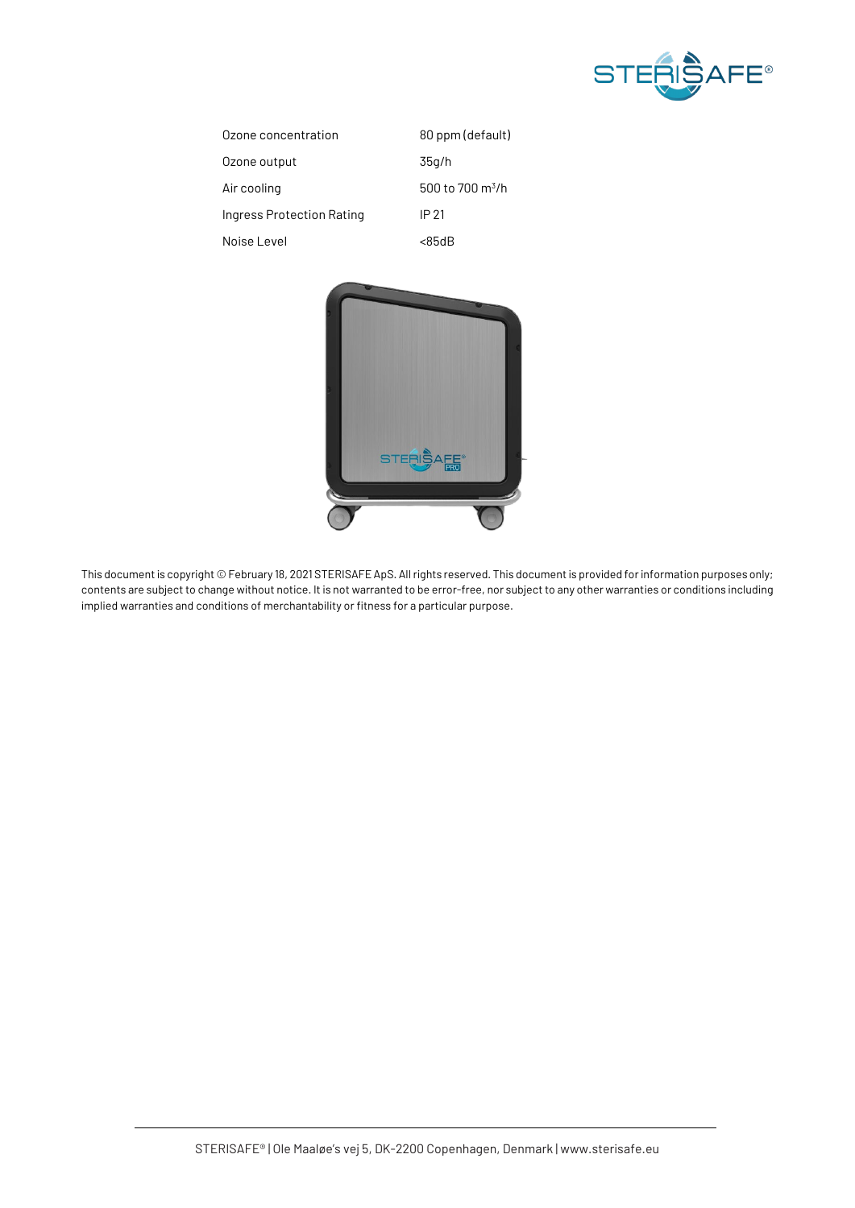| | |
|---|---|
| Ozone concentration | 80 ppm (default) |
| Ozone output | 35g/h |
| Air cooling | 500 to 700 $m^3$/h |
| Ingress Protection Rating | IP 21 |
| Noise Level | <85dB |

This document is copyright © February 18, 2021 STERISAFE ApS. All rights reserved. This document is provided for information purposes only; contents are subject to change without notice. It is not warranted to be error-free, nor subject to any other warranties or conditions including implied warranties and conditions of merchantability or fitness for a particular purpose.